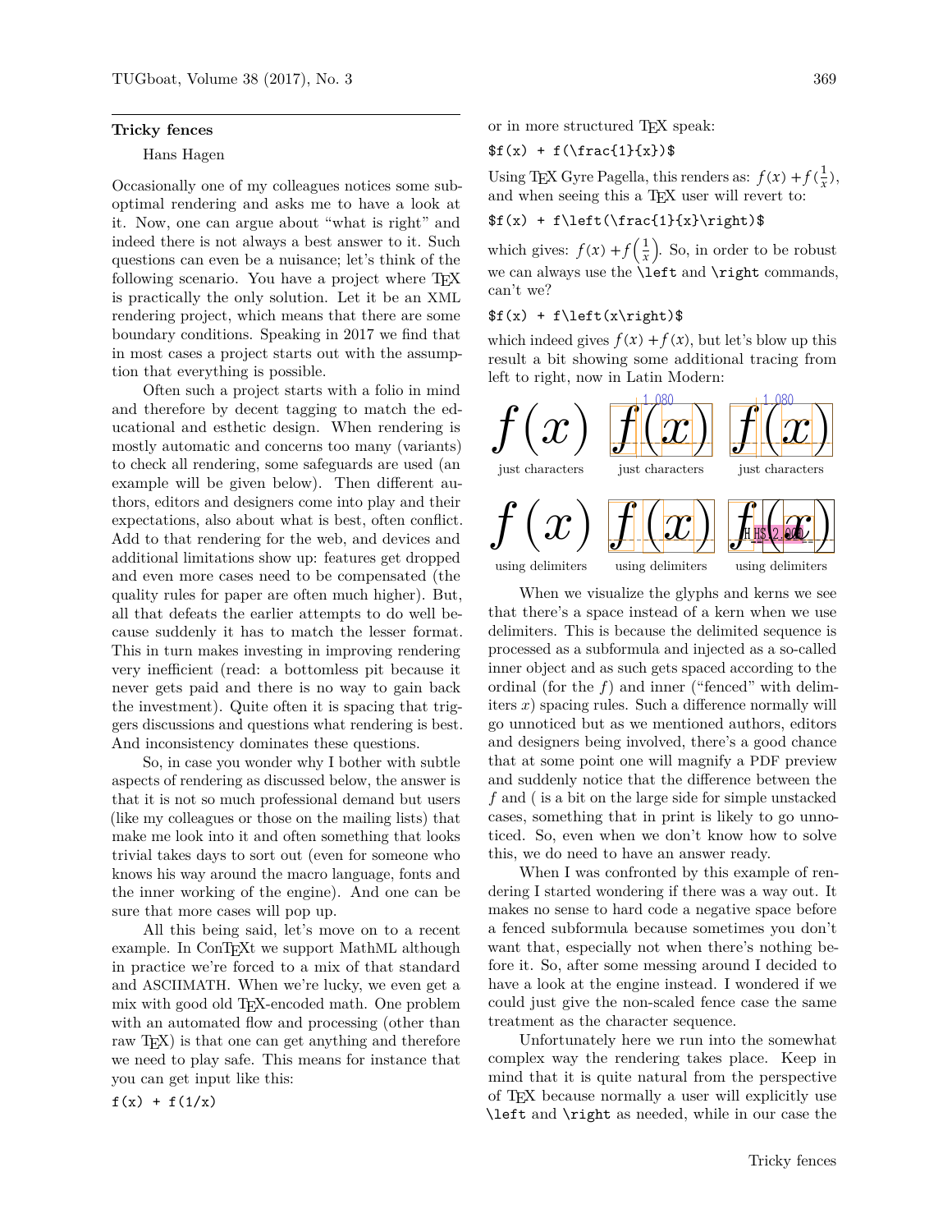## Tricky fences

Hans Hagen

Occasionally one of my colleagues notices some suboptimal rendering and asks me to have a look at it. Now, one can argue about "what is right" and indeed there is not always a best answer to it. Such questions can even be a nuisance; let's think of the following scenario. You have a project where TEX is practically the only solution. Let it be an XML rendering project, which means that there are some boundary conditions. Speaking in 2017 we find that in most cases a project starts out with the assumption that everything is possible.

Often such a project starts with a folio in mind and therefore by decent tagging to match the educational and esthetic design. When rendering is mostly automatic and concerns too many (variants) to check all rendering, some safeguards are used (an example will be given below). Then different authors, editors and designers come into play and their expectations, also about what is best, often conflict. Add to that rendering for the web, and devices and additional limitations show up: features get dropped and even more cases need to be compensated (the quality rules for paper are often much higher). But, all that defeats the earlier attempts to do well because suddenly it has to match the lesser format. This in turn makes investing in improving rendering very inefficient (read: a bottomless pit because it never gets paid and there is no way to gain back the investment). Quite often it is spacing that triggers discussions and questions what rendering is best. And inconsistency dominates these questions.

So, in case you wonder why I bother with subtle aspects of rendering as discussed below, the answer is that it is not so much professional demand but users (like my colleagues or those on the mailing lists) that make me look into it and often something that looks trivial takes days to sort out (even for someone who knows his way around the macro language, fonts and the inner working of the engine). And one can be sure that more cases will pop up.

All this being said, let's move on to a recent example. In ConTEXt we support MathML although in practice we're forced to a mix of that standard and ASCIIMATH. When we're lucky, we even get a mix with good old TEX-encoded math. One problem with an automated flow and processing (other than raw TEX) is that one can get anything and therefore we need to play safe. This means for instance that you can get input like this:

```
f(x) + f(1/x)
```

or in more structured TEX speak:

```
$f(x) + f(\frac{1}{x})$
```

Using TEX Gyre Pagella, this renders as: $f(x) + f(\frac{1}{x})$, and when seeing this a TEX user will revert to:

```
$f(x) + f\left(\frac{1}{x}\right)$
```

which gives: $f(x) + f\left(\frac{1}{x}\right)$. So, in order to be robust we can always use the `\left` and `\right` commands, can't we?

```
$f(x) + f\left(x\right)$
```

which indeed gives $f(x) + f(x)$, but let's blow up this result a bit showing some additional tracing from left to right, now in Latin Modern:

| $f(x)$ | $f(x)$ | $f(x)$ |
|---|---|---|
| just characters | just characters | just characters |
| $f\left(x\right)$ | $f\left(x\right)$ | $f\left(x\right)$ |
| using delimiters | using delimiters | using delimiters |

When we visualize the glyphs and kerns we see that there's a space instead of a kern when we use delimiters. This is because the delimited sequence is processed as a subformula and injected as a so-called inner object and as such gets spaced according to the ordinal (for the $f$) and inner ("fenced" with delimiters $x$) spacing rules. Such a difference normally will go unnoticed but as we mentioned authors, editors and designers being involved, there's a good chance that at some point one will magnify a PDF preview and suddenly notice that the difference between the $f$ and ( is a bit on the large side for simple unstacked cases, something that in print is likely to go unnoticed. So, even when we don't know how to solve this, we do need to have an answer ready.

When I was confronted by this example of rendering I started wondering if there was a way out. It makes no sense to hard code a negative space before a fenced subformula because sometimes you don't want that, especially not when there's nothing before it. So, after some messing around I decided to have a look at the engine instead. I wondered if we could just give the non-scaled fence case the same treatment as the character sequence.

Unfortunately here we run into the somewhat complex way the rendering takes place. Keep in mind that it is quite natural from the perspective of TEX because normally a user will explicitly use `\left` and `\right` as needed, while in our case the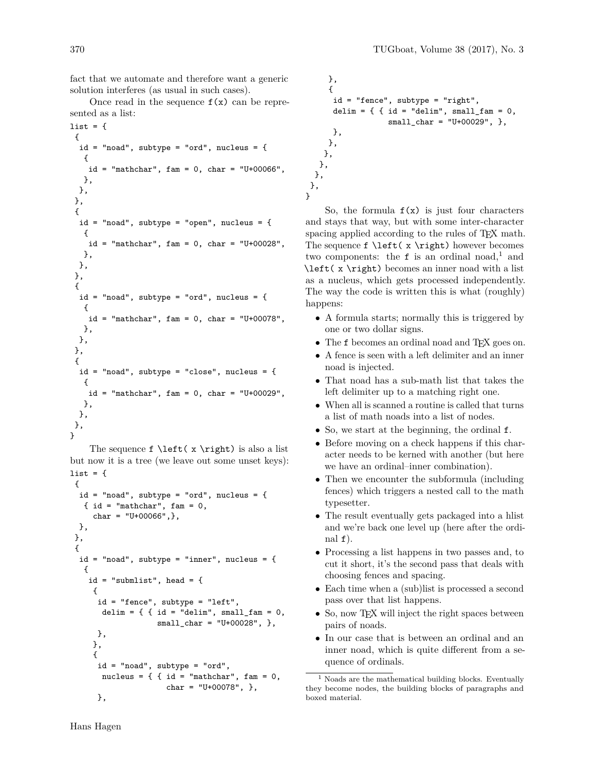fact that we automate and therefore want a generic solution interferes (as usual in such cases).

Once read in the sequence `f(x)` can be represented as a list:

```
list = {
 {
  id = "noad", subtype = "ord", nucleus = {
   {
    id = "mathchar", fam = 0, char = "U+00066",
   },
  },
 },
 {
  id = "noad", subtype = "open", nucleus = {
   {
    id = "mathchar", fam = 0, char = "U+00028",
   },
  },
 },
 {
  id = "noad", subtype = "ord", nucleus = {
   {
    id = "mathchar", fam = 0, char = "U+00078",
   },
  },
 },
 {
  id = "noad", subtype = "close", nucleus = {
   {
    id = "mathchar", fam = 0, char = "U+00029",
   },
  },
 },
}
```

The sequence `f \left( x \right)` is also a list but now it is a tree (we leave out some unset keys):

```
list = {
 {
  id = "noad", subtype = "ord", nucleus = {
   { id = "mathchar", fam = 0,
     char = "U+00066",},
  },
 },
 {
  id = "noad", subtype = "inner", nucleus = {
   {
    id = "submlist", head = {
     {
      id = "fence", subtype = "left",
       delim = { { id = "delim", small_fam = 0,
                   small_char = "U+00028", },
      },
     },
     {
      id = "noad", subtype = "ord",
       nucleus = { { id = "mathchar", fam = 0,
                     char = "U+00078", },
      },
     },
     {
      id = "fence", subtype = "right",
      delim = { { id = "delim", small_fam = 0,
                  small_char = "U+00029", },
      },
     },
    },
   },
  },
 },
}
```

So, the formula `f(x)` is just four characters and stays that way, but with some inter-character spacing applied according to the rules of TeX math. The sequence `f \left( x \right)` however becomes two components: the `f` is an ordinal noad,[1] and `\left( x \right)` becomes an inner noad with a list as a nucleus, which gets processed independently. The way the code is written this is what (roughly) happens:

- A formula starts; normally this is triggered by one or two dollar signs.
- The `f` becomes an ordinal noad and TeX goes on.
- A fence is seen with a left delimiter and an inner noad is injected.
- That noad has a sub-math list that takes the left delimiter up to a matching right one.
- When all is scanned a routine is called that turns a list of math noads into a list of nodes.
- So, we start at the beginning, the ordinal `f`.
- Before moving on a check happens if this character needs to be kerned with another (but here we have an ordinal–inner combination).
- Then we encounter the subformula (including fences) which triggers a nested call to the math typesetter.
- The result eventually gets packaged into a hlist and we're back one level up (here after the ordinal `f`).
- Processing a list happens in two passes and, to cut it short, it's the second pass that deals with choosing fences and spacing.
- Each time when a (sub)list is processed a second pass over that list happens.
- So, now TeX will inject the right spaces between pairs of noads.
- In our case that is between an ordinal and an inner noad, which is quite different from a sequence of ordinals.

[1] Noads are the mathematical building blocks. Eventually they become nodes, the building blocks of paragraphs and boxed material.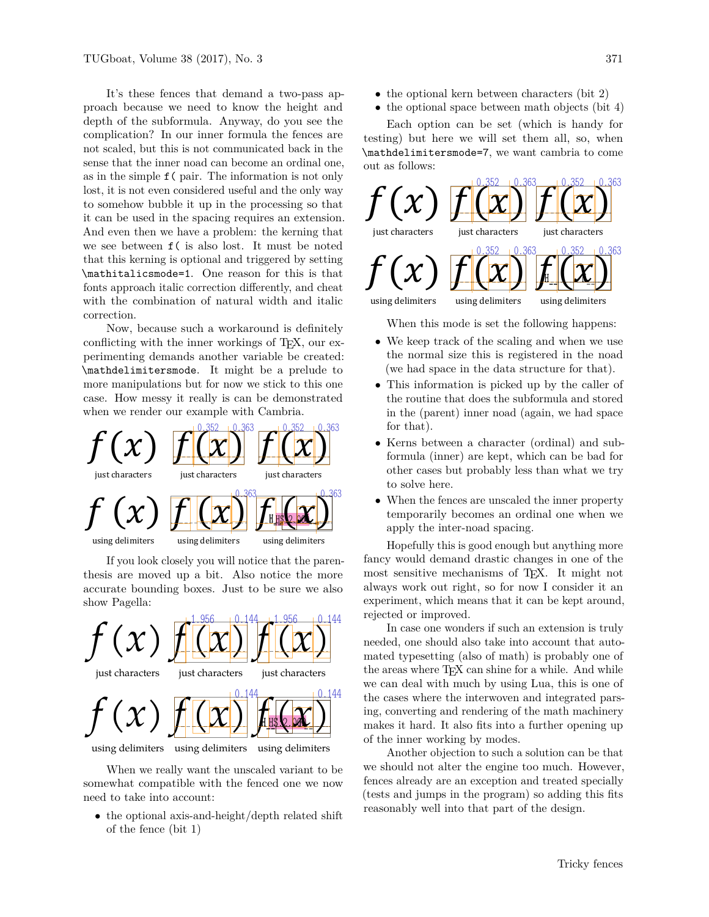It's these fences that demand a two-pass approach because we need to know the height and depth of the subformula. Anyway, do you see the complication? In our inner formula the fences are not scaled, but this is not communicated back in the sense that the inner noad can become an ordinal one, as in the simple `f(` pair. The information is not only lost, it is not even considered useful and the only way to somehow bubble it up in the processing so that it can be used in the spacing requires an extension. And even then we have a problem: the kerning that we see between `f(` is also lost. It must be noted that this kerning is optional and triggered by setting `\mathitalicsmode=1`. One reason for this is that fonts approach italic correction differently, and cheat with the combination of natural width and italic correction.

Now, because such a workaround is definitely conflicting with the inner workings of TEX, our experimenting demands another variable be created: `\mathdelimitersmode`. It might be a prelude to more manipulations but for now we stick to this one case. How messy it really is can be demonstrated when we render our example with Cambria.

just characters | just characters | just characters

using delimiters | using delimiters | using delimiters

If you look closely you will notice that the parenthesis are moved up a bit. Also notice the more accurate bounding boxes. Just to be sure we also show Pagella:

just characters | just characters | just characters

using delimiters | using delimiters | using delimiters

When we really want the unscaled variant to be somewhat compatible with the fenced one we now need to take into account:

- the optional axis-and-height/depth related shift of the fence (bit 1)
- the optional kern between characters (bit 2)
- the optional space between math objects (bit 4)

Each option can be set (which is handy for testing) but here we will set them all, so, when `\mathdelimitersmode=7`, we want cambria to come out as follows:

just characters | just characters | just characters

using delimiters | using delimiters | using delimiters

When this mode is set the following happens:

- We keep track of the scaling and when we use the normal size this is registered in the noad (we had space in the data structure for that).
- This information is picked up by the caller of the routine that does the subformula and stored in the (parent) inner noad (again, we had space for that).
- Kerns between a character (ordinal) and subformula (inner) are kept, which can be bad for other cases but probably less than what we try to solve here.
- When the fences are unscaled the inner property temporarily becomes an ordinal one when we apply the inter-noad spacing.

Hopefully this is good enough but anything more fancy would demand drastic changes in one of the most sensitive mechanisms of TEX. It might not always work out right, so for now I consider it an experiment, which means that it can be kept around, rejected or improved.

In case one wonders if such an extension is truly needed, one should also take into account that automated typesetting (also of math) is probably one of the areas where TEX can shine for a while. And while we can deal with much by using Lua, this is one of the cases where the interwoven and integrated parsing, converting and rendering of the math machinery makes it hard. It also fits into a further opening up of the inner working by modes.

Another objection to such a solution can be that we should not alter the engine too much. However, fences already are an exception and treated specially (tests and jumps in the program) so adding this fits reasonably well into that part of the design.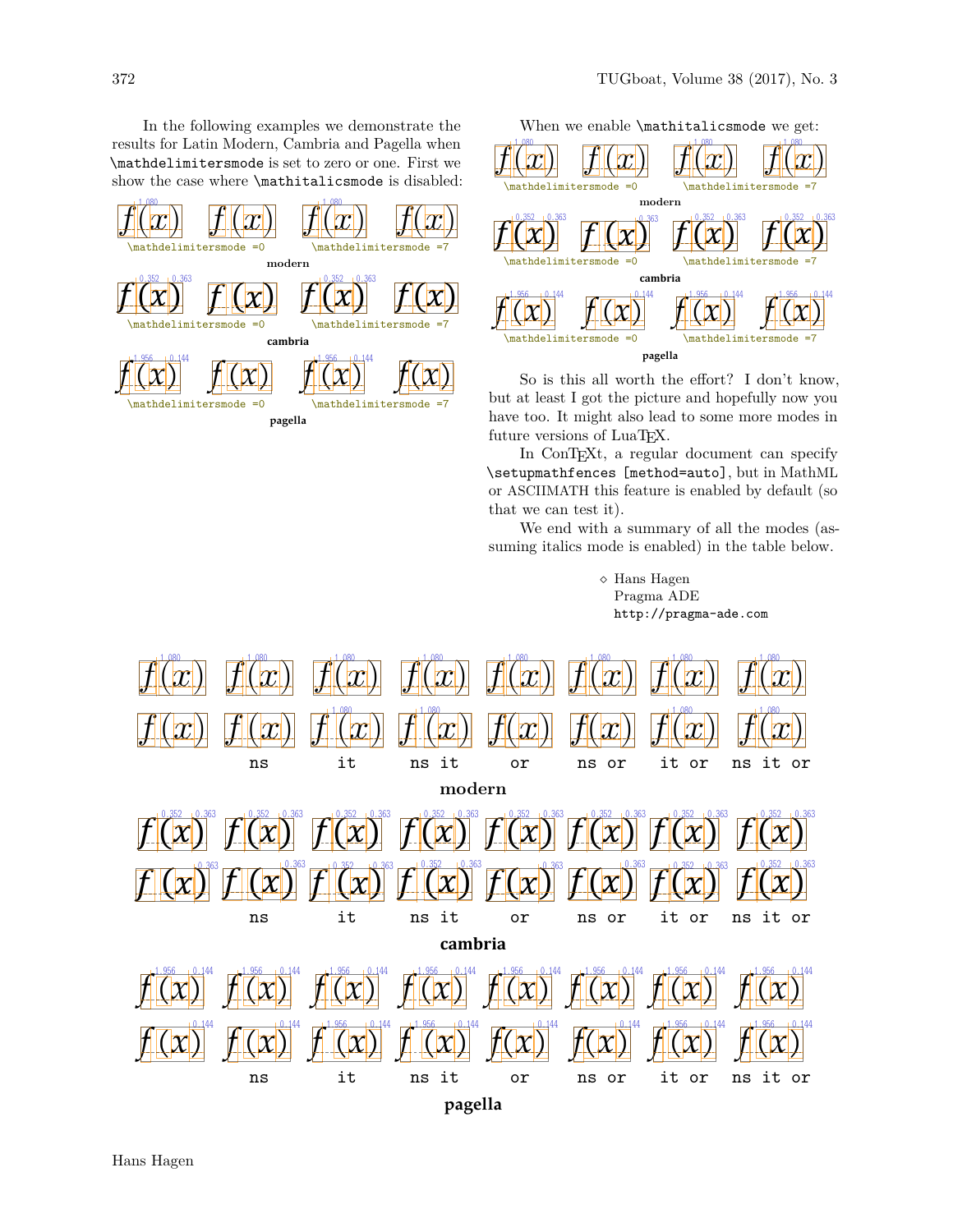In the following examples we demonstrate the results for Latin Modern, Cambria and Pagella when `\mathdelimitersmode` is set to zero or one. First we show the case where `\mathitalicsmode` is disabled:

1.080

$f(x)$ $f(x)$ $f(x)$ $f(x)$

\mathdelimitersmode =0 \mathdelimitersmode =7

**modern**

0.352 0.363 0.352 0.363

$f(x)$ $f(x)$ $f(x)$ $f(x)$

\mathdelimitersmode =0 \mathdelimitersmode =7

**cambria**

1.956 0.144 1.956 0.144

$f(x)$ $f(x)$ $f(x)$ $f(x)$

\mathdelimitersmode =0 \mathdelimitersmode =7

**pagella**

When we enable `\mathitalicsmode` we get:

1.080 1.080 1.080

$f(x)$ $f(x)$ $f(x)$ $f(x)$

\mathdelimitersmode =0 \mathdelimitersmode =7

**modern**

0.352 0.363 0.363 0.352 0.363 0.352 0.363

$f(x)$ $f(x)$ $f(x)$ $f(x)$

\mathdelimitersmode =0 \mathdelimitersmode =7

**cambria**

1.956 0.144 0.144 1.956 0.144 1.956 0.144

$f(x)$ $f(x)$ $f(x)$ $f(x)$

\mathdelimitersmode =0 \mathdelimitersmode =7

**pagella**

So is this all worth the effort? I don't know, but at least I got the picture and hopefully now you have too. It might also lead to some more modes in future versions of LuaTEX.

In ConTEXt, a regular document can specify `\setupmathfences [method=auto]`, but in MathML or ASCIIMATH this feature is enabled by default (so that we can test it).

We end with a summary of all the modes (assuming italics mode is enabled) in the table below.

◇ Hans Hagen
Pragma ADE
`http://pragma-ade.com`

| | | | | | | | |
|---|---|---|---|---|---|---|---|
| $f(x)$ | $f(x)$ | $f(x)$ | $f(x)$ | $f(x)$ | $f(x)$ | $f(x)$ | $f(x)$ |
| $f(x)$ | $f(x)$ | $f(x)$ | $f(x)$ | $f(x)$ | $f(x)$ | $f(x)$ | $f(x)$ |
| | ns | it | ns it | or | ns or | it or | ns it or |

**modern**

| | | | | | | | |
|---|---|---|---|---|---|---|---|
| $f(x)$ | $f(x)$ | $f(x)$ | $f(x)$ | $f(x)$ | $f(x)$ | $f(x)$ | $f(x)$ |
| $f(x)$ | $f(x)$ | $f(x)$ | $f(x)$ | $f(x)$ | $f(x)$ | $f(x)$ | $f(x)$ |
| | ns | it | ns it | or | ns or | it or | ns it or |

**cambria**

| | | | | | | | |
|---|---|---|---|---|---|---|---|
| $f(x)$ | $f(x)$ | $f(x)$ | $f(x)$ | $f(x)$ | $f(x)$ | $f(x)$ | $f(x)$ |
| $f(x)$ | $f(x)$ | $f(x)$ | $f(x)$ | $f(x)$ | $f(x)$ | $f(x)$ | $f(x)$ |
| | ns | it | ns it | or | ns or | it or | ns it or |

**pagella**